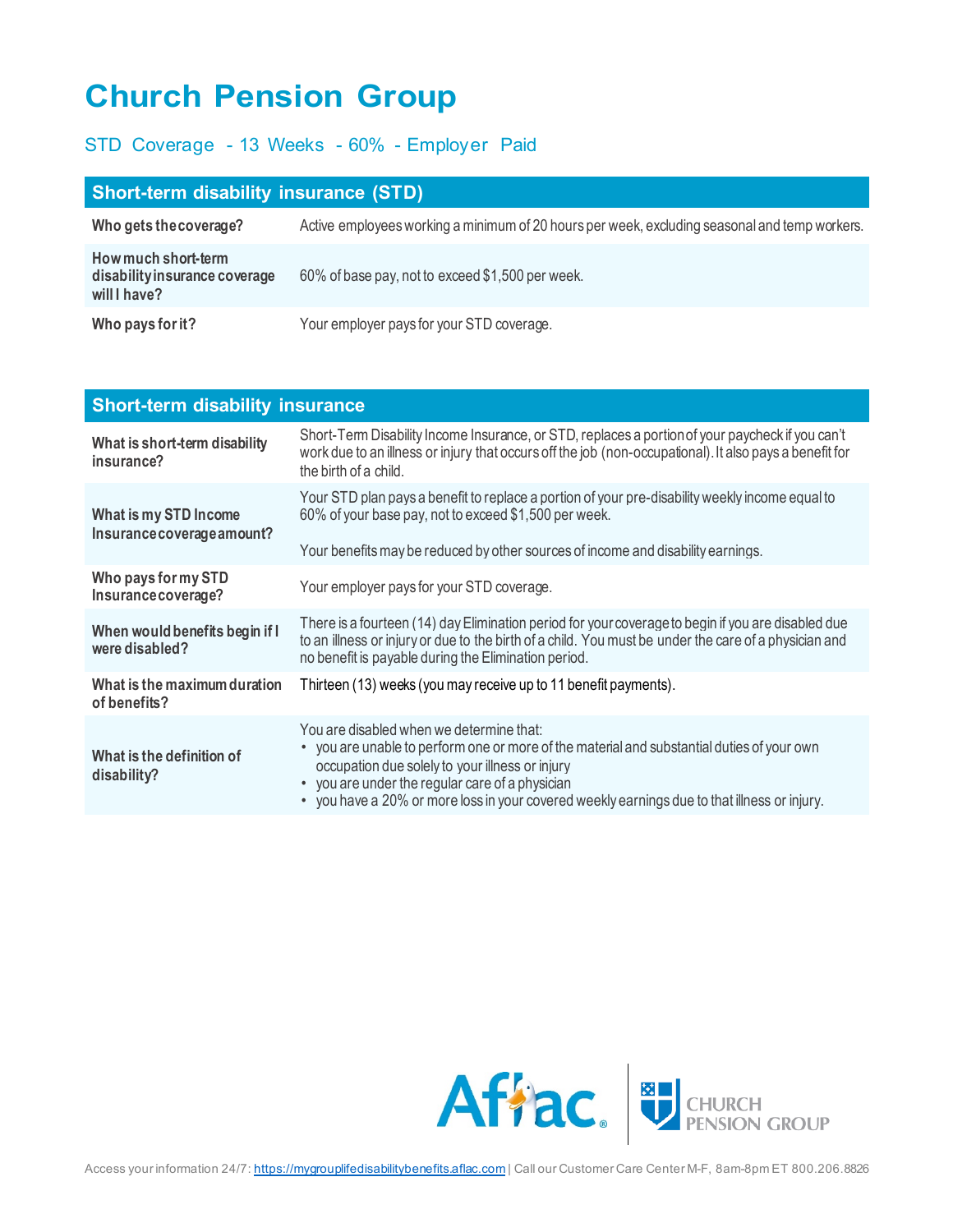# Church Pension Group

## STD Coverage - 13 Weeks - 60% - Employer Paid

| Short-term disability insurance (STD) | |
|---|---|
| **Who gets the coverage?** | Active employees working a minimum of 20 hours per week, excluding seasonal and temp workers. |
| **How much short-term disability insurance coverage will I have?** | 60% of base pay, not to exceed $1,500 per week. |
| **Who pays for it?** | Your employer pays for your STD coverage. |

| Short-term disability insurance | |
|---|---|
| **What is short-term disability insurance?** | Short-Term Disability Income Insurance, or STD, replaces a portion of your paycheck if you can't work due to an illness or injury that occurs off the job (non-occupational). It also pays a benefit for the birth of a child. |
| **What is my STD Income Insurance coverage amount?** | Your STD plan pays a benefit to replace a portion of your pre-disability weekly income equal to 60% of your base pay, not to exceed $1,500 per week.<br><br>Your benefits may be reduced by other sources of income and disability earnings. |
| **Who pays for my STD Insurance coverage?** | Your employer pays for your STD coverage. |
| **When would benefits begin if I were disabled?** | There is a fourteen (14) day Elimination period for your coverage to begin if you are disabled due to an illness or injury or due to the birth of a child. You must be under the care of a physician and no benefit is payable during the Elimination period. |
| **What is the maximum duration of benefits?** | Thirteen (13) weeks (you may receive up to 11 benefit payments). |
| **What is the definition of disability?** | You are disabled when we determine that:<br>• you are unable to perform one or more of the material and substantial duties of your own occupation due solely to your illness or injury<br>• you are under the regular care of a physician<br>• you have a 20% or more loss in your covered weekly earnings due to that illness or injury. |

Access your information 24/7: https://mygrouplifedisabilitybenefits.aflac.com | Call our Customer Care Center M-F, 8am-8pm ET 800.206.8826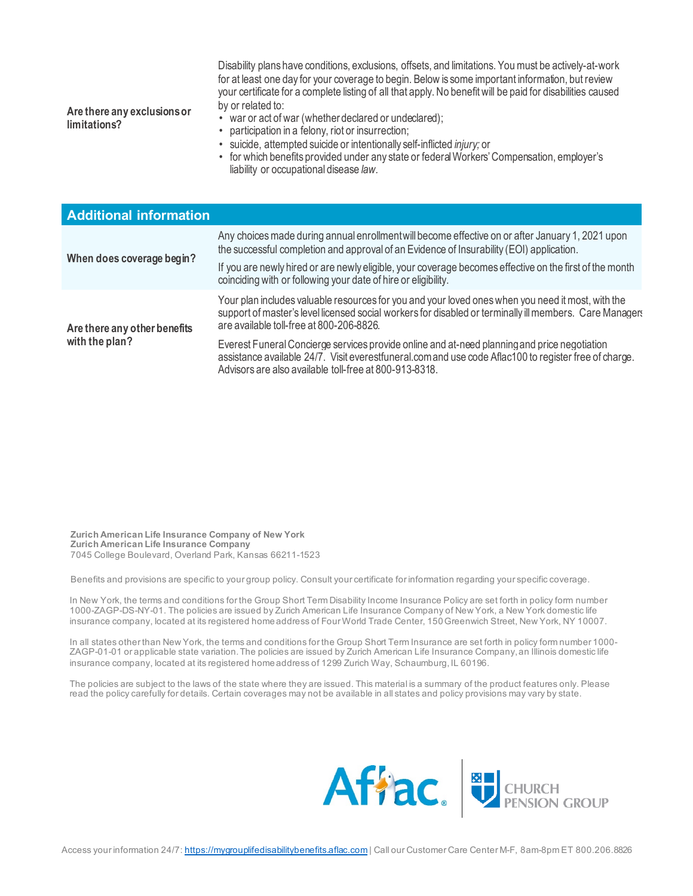| | |
|---|---|
| **Are there any exclusions or limitations?** | Disability plans have conditions, exclusions, offsets, and limitations. You must be actively-at-work for at least one day for your coverage to begin. Below is some important information, but review your certificate for a complete listing of all that apply. No benefit will be paid for disabilities caused by or related to:<br>• war or act of war (whether declared or undeclared);<br>• participation in a felony, riot or insurrection;<br>• suicide, attempted suicide or intentionally self-inflicted *injury;* or<br>• for which benefits provided under any state or federal Workers' Compensation, employer's liability or occupational disease *law.* |

## Additional information

| | |
|---|---|
| **When does coverage begin?** | Any choices made during annual enrollment will become effective on or after January 1, 2021 upon the successful completion and approval of an Evidence of Insurability (EOI) application.<br><br>If you are newly hired or are newly eligible, your coverage becomes effective on the first of the month coinciding with or following your date of hire or eligibility. |
| **Are there any other benefits with the plan?** | Your plan includes valuable resources for you and your loved ones when you need it most, with the support of master's level licensed social workers for disabled or terminally ill members. Care Managers are available toll-free at 800-206-8826.<br><br>Everest Funeral Concierge services provide online and at-need planning and price negotiation assistance available 24/7. Visit everestfuneral.com and use code Aflac100 to register free of charge. Advisors are also available toll-free at 800-913-8318. |

**Zurich American Life Insurance Company of New York**
**Zurich American Life Insurance Company**
7045 College Boulevard, Overland Park, Kansas 66211-1523

Benefits and provisions are specific to your group policy. Consult your certificate for information regarding your specific coverage.

In New York, the terms and conditions for the Group Short Term Disability Income Insurance Policy are set forth in policy form number 1000-ZAGP-DS-NY-01. The policies are issued by Zurich American Life Insurance Company of New York, a New York domestic life insurance company, located at its registered home address of Four World Trade Center, 150 Greenwich Street, New York, NY 10007.

In all states other than New York, the terms and conditions for the Group Short Term Insurance are set forth in policy form number 1000-ZAGP-01-01 or applicable state variation. The policies are issued by Zurich American Life Insurance Company, an Illinois domestic life insurance company, located at its registered home address of 1299 Zurich Way, Schaumburg, IL 60196.

The policies are subject to the laws of the state where they are issued. This material is a summary of the product features only. Please read the policy carefully for details. Certain coverages may not be available in all states and policy provisions may vary by state.

Aflac | CHURCH PENSION GROUP

Access your information 24/7: https://mygrouplifedisabilitybenefits.aflac.com | Call our Customer Care Center M-F, 8am-8pm ET 800.206.8826